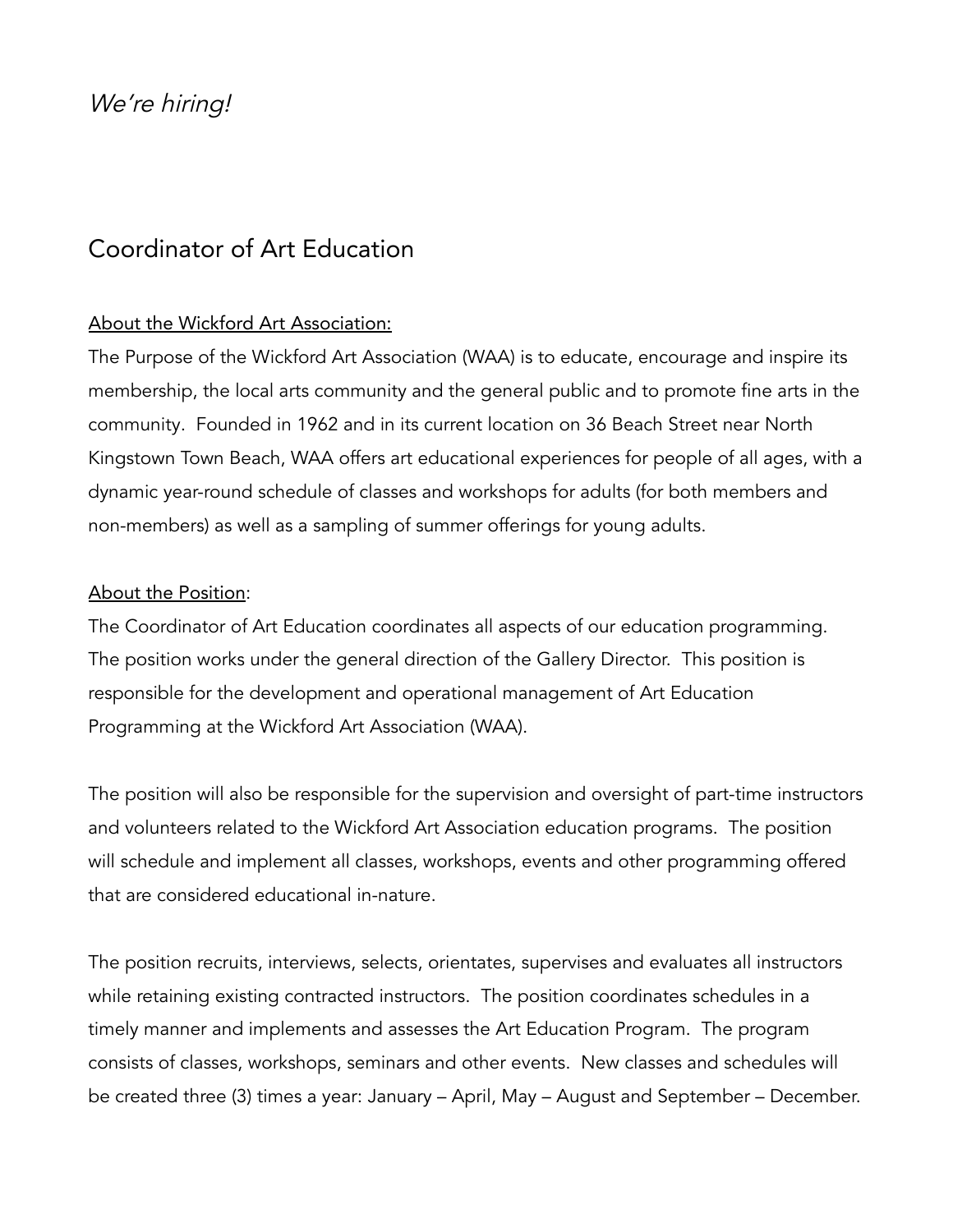*We're hiring!*

# Coordinator of Art Education

<u>About the Wickford Art Association:</u>

The Purpose of the Wickford Art Association (WAA) is to educate, encourage and inspire its membership, the local arts community and the general public and to promote fine arts in the community. Founded in 1962 and in its current location on 36 Beach Street near North Kingstown Town Beach, WAA offers art educational experiences for people of all ages, with a dynamic year-round schedule of classes and workshops for adults (for both members and non-members) as well as a sampling of summer offerings for young adults.

<u>About the Position</u>:

The Coordinator of Art Education coordinates all aspects of our education programming. The position works under the general direction of the Gallery Director. This position is responsible for the development and operational management of Art Education Programming at the Wickford Art Association (WAA).

The position will also be responsible for the supervision and oversight of part-time instructors and volunteers related to the Wickford Art Association education programs. The position will schedule and implement all classes, workshops, events and other programming offered that are considered educational in-nature.

The position recruits, interviews, selects, orientates, supervises and evaluates all instructors while retaining existing contracted instructors. The position coordinates schedules in a timely manner and implements and assesses the Art Education Program. The program consists of classes, workshops, seminars and other events. New classes and schedules will be created three (3) times a year: January – April, May – August and September – December.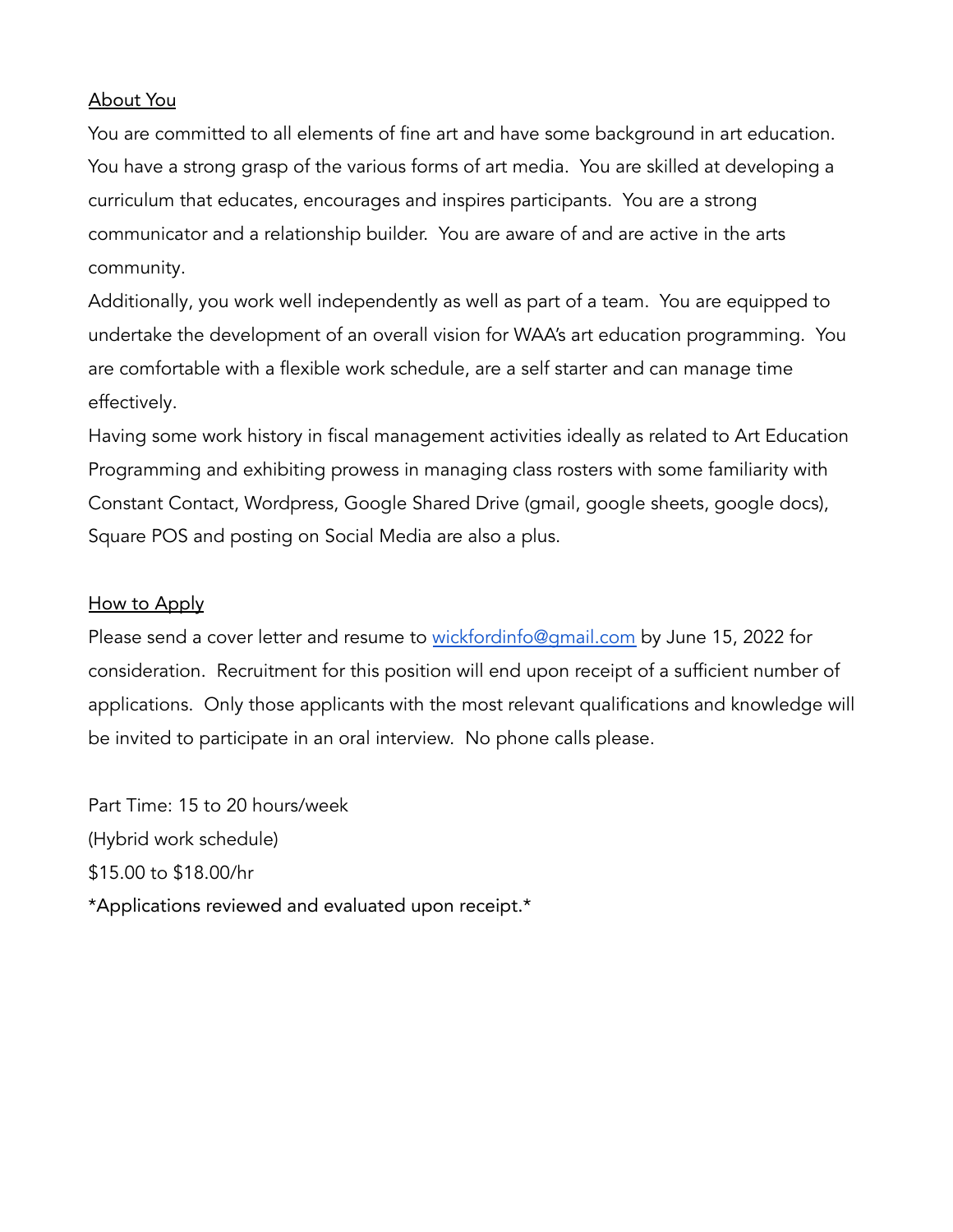<u>About You</u>

You are committed to all elements of fine art and have some background in art education. You have a strong grasp of the various forms of art media. You are skilled at developing a curriculum that educates, encourages and inspires participants. You are a strong communicator and a relationship builder. You are aware of and are active in the arts community.

Additionally, you work well independently as well as part of a team. You are equipped to undertake the development of an overall vision for WAA's art education programming. You are comfortable with a flexible work schedule, are a self starter and can manage time effectively.

Having some work history in fiscal management activities ideally as related to Art Education Programming and exhibiting prowess in managing class rosters with some familiarity with Constant Contact, Wordpress, Google Shared Drive (gmail, google sheets, google docs), Square POS and posting on Social Media are also a plus.

<u>How to Apply</u>

Please send a cover letter and resume to [wickfordinfo@gmail.com](mailto:wickfordinfo@gmail.com) by June 15, 2022 for consideration. Recruitment for this position will end upon receipt of a sufficient number of applications. Only those applicants with the most relevant qualifications and knowledge will be invited to participate in an oral interview. No phone calls please.

Part Time: 15 to 20 hours/week
(Hybrid work schedule)
$15.00 to $18.00/hr
*Applications reviewed and evaluated upon receipt.*